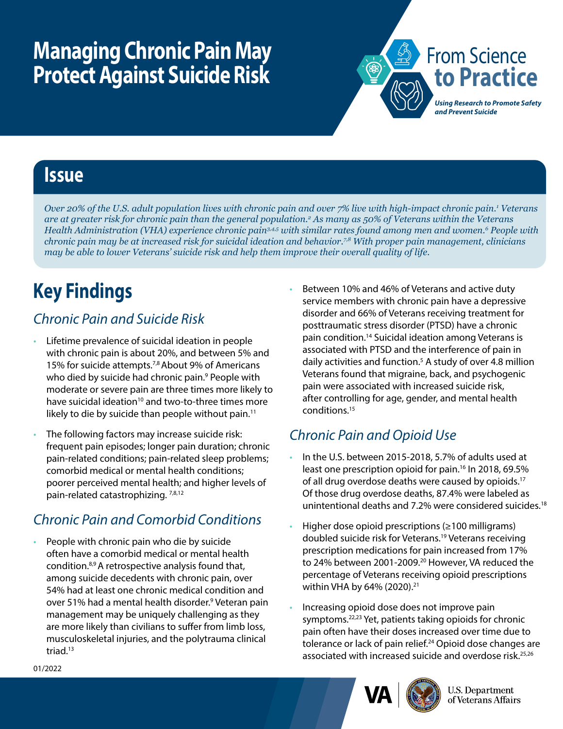# Managing Chronic Pain May Protect Against Suicide Risk

From Science **to Practice**

***Using Research to Promote Safety and Prevent Suicide***

## Issue

*Over 20% of the U.S. adult population lives with chronic pain and over 7% live with high-impact chronic pain.[1] Veterans are at greater risk for chronic pain than the general population.[2] As many as 50% of Veterans within the Veterans Health Administration (VHA) experience chronic pain[3,4,5] with similar rates found among men and women.[6] People with chronic pain may be at increased risk for suicidal ideation and behavior.[7,8] With proper pain management, clinicians may be able to lower Veterans' suicide risk and help them improve their overall quality of life.*

## Key Findings

### *Chronic Pain and Suicide Risk*

- Lifetime prevalence of suicidal ideation in people with chronic pain is about 20%, and between 5% and 15% for suicide attempts.[7,8] About 9% of Americans who died by suicide had chronic pain.[9] People with moderate or severe pain are three times more likely to have suicidal ideation[10] and two-to-three times more likely to die by suicide than people without pain.[11]
- The following factors may increase suicide risk: frequent pain episodes; longer pain duration; chronic pain-related conditions; pain-related sleep problems; comorbid medical or mental health conditions; poorer perceived mental health; and higher levels of pain-related catastrophizing.[7,8,12]

### *Chronic Pain and Comorbid Conditions*

- People with chronic pain who die by suicide often have a comorbid medical or mental health condition.[8,9] A retrospective analysis found that, among suicide decedents with chronic pain, over 54% had at least one chronic medical condition and over 51% had a mental health disorder.[9] Veteran pain management may be uniquely challenging as they are more likely than civilians to suffer from limb loss, musculoskeletal injuries, and the polytrauma clinical triad.[13]
- Between 10% and 46% of Veterans and active duty service members with chronic pain have a depressive disorder and 66% of Veterans receiving treatment for posttraumatic stress disorder (PTSD) have a chronic pain condition.[14] Suicidal ideation among Veterans is associated with PTSD and the interference of pain in daily activities and function.[5] A study of over 4.8 million Veterans found that migraine, back, and psychogenic pain were associated with increased suicide risk, after controlling for age, gender, and mental health conditions.[15]

### *Chronic Pain and Opioid Use*

- In the U.S. between 2015-2018, 5.7% of adults used at least one prescription opioid for pain.[16] In 2018, 69.5% of all drug overdose deaths were caused by opioids.[17] Of those drug overdose deaths, 87.4% were labeled as unintentional deaths and 7.2% were considered suicides.[18]
- Higher dose opioid prescriptions (≥100 milligrams) doubled suicide risk for Veterans.[19] Veterans receiving prescription medications for pain increased from 17% to 24% between 2001-2009.[20] However, VA reduced the percentage of Veterans receiving opioid prescriptions within VHA by 64% (2020).[21]
- Increasing opioid dose does not improve pain symptoms.[22,23] Yet, patients taking opioids for chronic pain often have their doses increased over time due to tolerance or lack of pain relief.[24] Opioid dose changes are associated with increased suicide and overdose risk.[25,26]

01/2022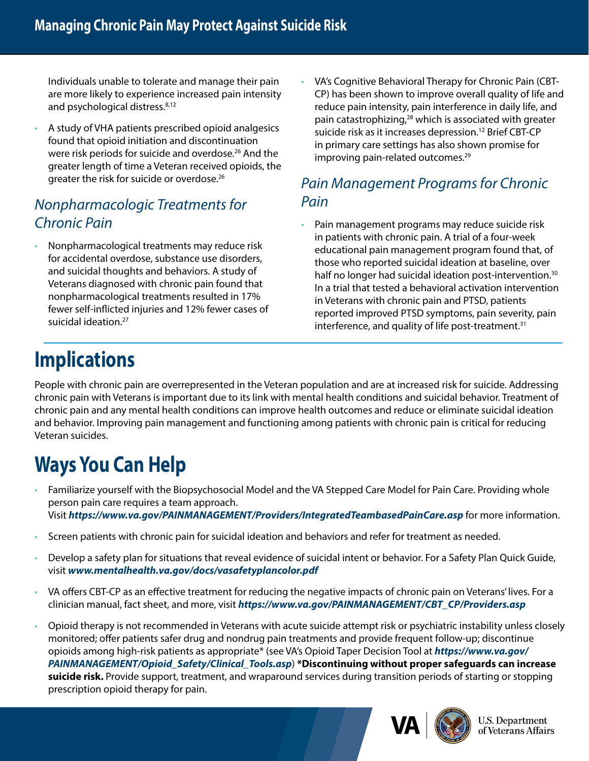Individuals unable to tolerate and manage their pain are more likely to experience increased pain intensity and psychological distress.[8,12]

- A study of VHA patients prescribed opioid analgesics found that opioid initiation and discontinuation were risk periods for suicide and overdose.[26] And the greater length of time a Veteran received opioids, the greater the risk for suicide or overdose.[26]

## *Nonpharmacologic Treatments for Chronic Pain*

- Nonpharmacological treatments may reduce risk for accidental overdose, substance use disorders, and suicidal thoughts and behaviors. A study of Veterans diagnosed with chronic pain found that nonpharmacological treatments resulted in 17% fewer self-inflicted injuries and 12% fewer cases of suicidal ideation.[27]
- VA's Cognitive Behavioral Therapy for Chronic Pain (CBT-CP) has been shown to improve overall quality of life and reduce pain intensity, pain interference in daily life, and pain catastrophizing,[28] which is associated with greater suicide risk as it increases depression.[12] Brief CBT-CP in primary care settings has also shown promise for improving pain-related outcomes.[29]

## *Pain Management Programs for Chronic Pain*

- Pain management programs may reduce suicide risk in patients with chronic pain. A trial of a four-week educational pain management program found that, of those who reported suicidal ideation at baseline, over half no longer had suicidal ideation post-intervention.[30] In a trial that tested a behavioral activation intervention in Veterans with chronic pain and PTSD, patients reported improved PTSD symptoms, pain severity, pain interference, and quality of life post-treatment.[31]

# Implications

People with chronic pain are overrepresented in the Veteran population and are at increased risk for suicide. Addressing chronic pain with Veterans is important due to its link with mental health conditions and suicidal behavior. Treatment of chronic pain and any mental health conditions can improve health outcomes and reduce or eliminate suicidal ideation and behavior. Improving pain management and functioning among patients with chronic pain is critical for reducing Veteran suicides.

# Ways You Can Help

- Familiarize yourself with the Biopsychosocial Model and the VA Stepped Care Model for Pain Care. Providing whole person pain care requires a team approach. Visit ***https://www.va.gov/PAINMANAGEMENT/Providers/IntegratedTeambasedPainCare.asp*** for more information.
- Screen patients with chronic pain for suicidal ideation and behaviors and refer for treatment as needed.
- Develop a safety plan for situations that reveal evidence of suicidal intent or behavior. For a Safety Plan Quick Guide, visit ***www.mentalhealth.va.gov/docs/vasafetyplancolor.pdf***
- VA offers CBT-CP as an effective treatment for reducing the negative impacts of chronic pain on Veterans' lives. For a clinician manual, fact sheet, and more, visit ***https://www.va.gov/PAINMANAGEMENT/CBT_CP/Providers.asp***
- Opioid therapy is not recommended in Veterans with acute suicide attempt risk or psychiatric instability unless closely monitored; offer patients safer drug and nondrug pain treatments and provide frequent follow-up; discontinue opioids among high-risk patients as appropriate* (see VA's Opioid Taper Decision Tool at ***https://www.va.gov/PAINMANAGEMENT/Opioid_Safety/Clinical_Tools.asp***) **\*Discontinuing without proper safeguards can increase suicide risk.** Provide support, treatment, and wraparound services during transition periods of starting or stopping prescription opioid therapy for pain.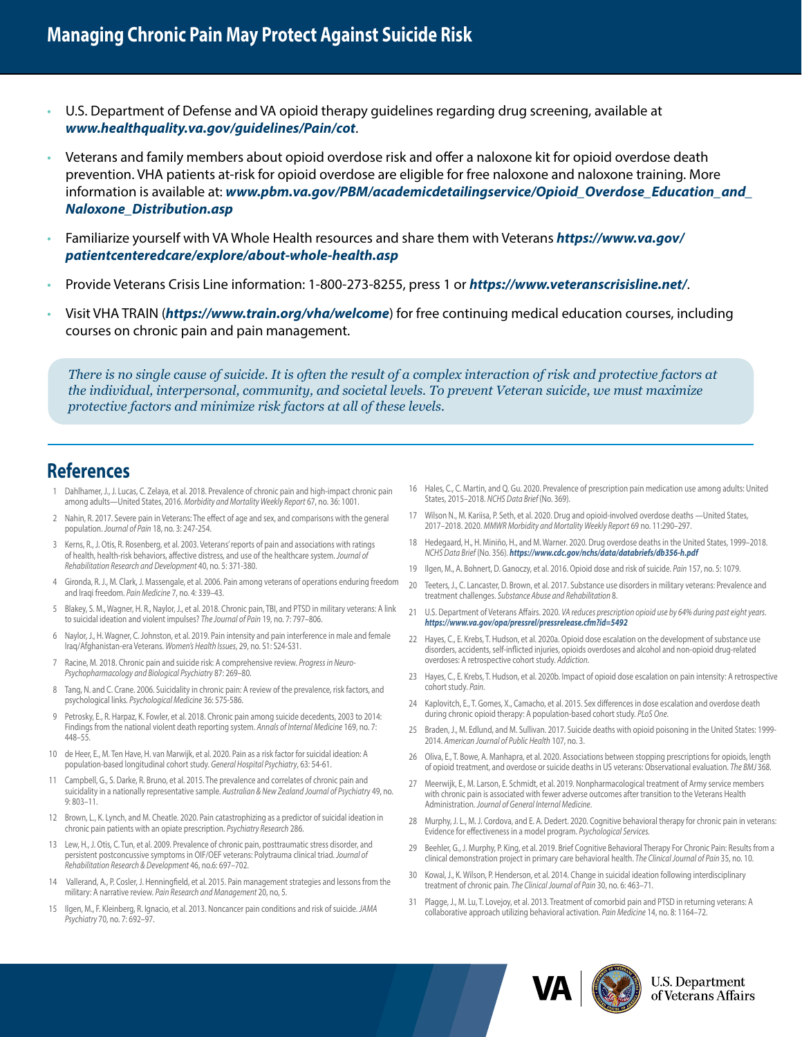## Managing Chronic Pain May Protect Against Suicide Risk

- U.S. Department of Defense and VA opioid therapy guidelines regarding drug screening, available at ***www.healthquality.va.gov/guidelines/Pain/cot***.
- Veterans and family members about opioid overdose risk and offer a naloxone kit for opioid overdose death prevention. VHA patients at-risk for opioid overdose are eligible for free naloxone and naloxone training. More information is available at: ***www.pbm.va.gov/PBM/academicdetailingservice/Opioid_Overdose_Education_and_Naloxone_Distribution.asp***
- Familiarize yourself with VA Whole Health resources and share them with Veterans ***https://www.va.gov/patientcenteredcare/explore/about-whole-health.asp***
- Provide Veterans Crisis Line information: 1-800-273-8255, press 1 or ***https://www.veteranscrisisline.net/***.
- Visit VHA TRAIN (***https://www.train.org/vha/welcome***) for free continuing medical education courses, including courses on chronic pain and pain management.

*There is no single cause of suicide. It is often the result of a complex interaction of risk and protective factors at the individual, interpersonal, community, and societal levels. To prevent Veteran suicide, we must maximize protective factors and minimize risk factors at all of these levels.*

## References

1. Dahlhamer, J., J. Lucas, C. Zelaya, et al. 2018. Prevalence of chronic pain and high-impact chronic pain among adults—United States, 2016. *Morbidity and Mortality Weekly Report* 67, no. 36: 1001.
2. Nahin, R. 2017. Severe pain in Veterans: The effect of age and sex, and comparisons with the general population. *Journal of Pain* 18, no. 3: 247-254.
3. Kerns, R., J. Otis, R. Rosenberg, et al. 2003. Veterans' reports of pain and associations with ratings of health, health-risk behaviors, affective distress, and use of the healthcare system. *Journal of Rehabilitation Research and Development* 40, no. 5: 371-380.
4. Gironda, R. J., M. Clark, J. Massengale, et al. 2006. Pain among veterans of operations enduring freedom and Iraqi freedom. *Pain Medicine* 7, no. 4: 339–43.
5. Blakey, S. M., Wagner, H. R., Naylor, J., et al. 2018. Chronic pain, TBI, and PTSD in military veterans: A link to suicidal ideation and violent impulses? *The Journal of Pain* 19, no. 7: 797–806.
6. Naylor, J., H. Wagner, C. Johnston, et al. 2019. Pain intensity and pain interference in male and female Iraq/Afghanistan-era Veterans. *Women's Health Issues*, 29, no. S1: S24-S31.
7. Racine, M. 2018. Chronic pain and suicide risk: A comprehensive review. *Progress in Neuro-Psychopharmacology and Biological Psychiatry* 87: 269–80.
8. Tang, N. and C. Crane. 2006. Suicidality in chronic pain: A review of the prevalence, risk factors, and psychological links. *Psychological Medicine* 36: 575-586.
9. Petrosky, E., R. Harpaz, K. Fowler, et al. 2018. Chronic pain among suicide decedents, 2003 to 2014: Findings from the national violent death reporting system. *Annals of Internal Medicine* 169, no. 7: 448–55.
10. de Heer, E., M. Ten Have, H. van Marwijk, et al. 2020. Pain as a risk factor for suicidal ideation: A population-based longitudinal cohort study. *General Hospital Psychiatry*, 63: 54-61.
11. Campbell, G., S. Darke, R. Bruno, et al. 2015. The prevalence and correlates of chronic pain and suicidality in a nationally representative sample. *Australian & New Zealand Journal of Psychiatry* 49, no. 9: 803–11.
12. Brown, L., K. Lynch, and M. Cheatle. 2020. Pain catastrophizing as a predictor of suicidal ideation in chronic pain patients with an opiate prescription. *Psychiatry Research* 286.
13. Lew, H., J. Otis, C. Tun, et al. 2009. Prevalence of chronic pain, posttraumatic stress disorder, and persistent postconcussive symptoms in OIF/OEF veterans: Polytrauma clinical triad. *Journal of Rehabilitation Research & Development* 46, no.6: 697–702.
14. Vallerand, A., P. Cosler, J. Henningfield, et al. 2015. Pain management strategies and lessons from the military: A narrative review. *Pain Research and Management* 20, no, 5.
15. Ilgen, M., F. Kleinberg, R. Ignacio, et al. 2013. Noncancer pain conditions and risk of suicide. *JAMA Psychiatry* 70, no. 7: 692–97.
16. Hales, C., C. Martin, and Q. Gu. 2020. Prevalence of prescription pain medication use among adults: United States, 2015–2018. *NCHS Data Brief* (No. 369).
17. Wilson N., M. Kariisa, P. Seth, et al. 2020. Drug and opioid-involved overdose deaths —United States, 2017–2018. 2020. *MMWR Morbidity and Mortality Weekly Report* 69 no. 11:290–297.
18. Hedegaard, H., H. Miniño, H., and M. Warner. 2020. Drug overdose deaths in the United States, 1999–2018. *NCHS Data Brief* (No. 356). ***https://www.cdc.gov/nchs/data/databriefs/db356-h.pdf***
19. Ilgen, M., A. Bohnert, D. Ganoczy, et al. 2016. Opioid dose and risk of suicide. *Pain* 157, no. 5: 1079.
20. Teeters, J., C. Lancaster, D. Brown, et al. 2017. Substance use disorders in military veterans: Prevalence and treatment challenges. *Substance Abuse and Rehabilitation* 8.
21. U.S. Department of Veterans Affairs. 2020. *VA reduces prescription opioid use by 64% during past eight years*. ***https://www.va.gov/opa/pressrel/pressrelease.cfm?id=5492***
22. Hayes, C., E. Krebs, T. Hudson, et al. 2020a. Opioid dose escalation on the development of substance use disorders, accidents, self-inflicted injuries, opioids overdoses and alcohol and non-opioid drug-related overdoses: A retrospective cohort study. *Addiction.*
23. Hayes, C., E. Krebs, T. Hudson, et al. 2020b. Impact of opioid dose escalation on pain intensity: A retrospective cohort study. *Pain.*
24. Kaplovitch, E., T. Gomes, X., Camacho, et al. 2015. Sex differences in dose escalation and overdose death during chronic opioid therapy: A population-based cohort study. *PLoS One.*
25. Braden, J., M. Edlund, and M. Sullivan. 2017. Suicide deaths with opioid poisoning in the United States: 1999-2014. *American Journal of Public Health* 107, no. 3.
26. Oliva, E., T. Bowe, A. Manhapra, et al. 2020. Associations between stopping prescriptions for opioids, length of opioid treatment, and overdose or suicide deaths in US veterans: Observational evaluation. *The BMJ* 368.
27. Meerwijk, E., M. Larson, E. Schmidt, et al. 2019. Nonpharmacological treatment of Army service members with chronic pain is associated with fewer adverse outcomes after transition to the Veterans Health Administration. *Journal of General Internal Medicine.*
28. Murphy, J. L., M. J. Cordova, and E. A. Dedert. 2020. Cognitive behavioral therapy for chronic pain in veterans: Evidence for effectiveness in a model program. *Psychological Services.*
29. Beehler, G., J. Murphy, P. King, et al. 2019. Brief Cognitive Behavioral Therapy For Chronic Pain: Results from a clinical demonstration project in primary care behavioral health. *The Clinical Journal of Pain* 35, no. 10.
30. Kowal, J., K. Wilson, P. Henderson, et al. 2014. Change in suicidal ideation following interdisciplinary treatment of chronic pain. *The Clinical Journal of Pain* 30, no. 6: 463–71.
31. Plagge, J., M. Lu, T. Lovejoy, et al. 2013. Treatment of comorbid pain and PTSD in returning veterans: A collaborative approach utilizing behavioral activation. *Pain Medicine* 14, no. 8: 1164–72.

VA | U.S. Department of Veterans Affairs